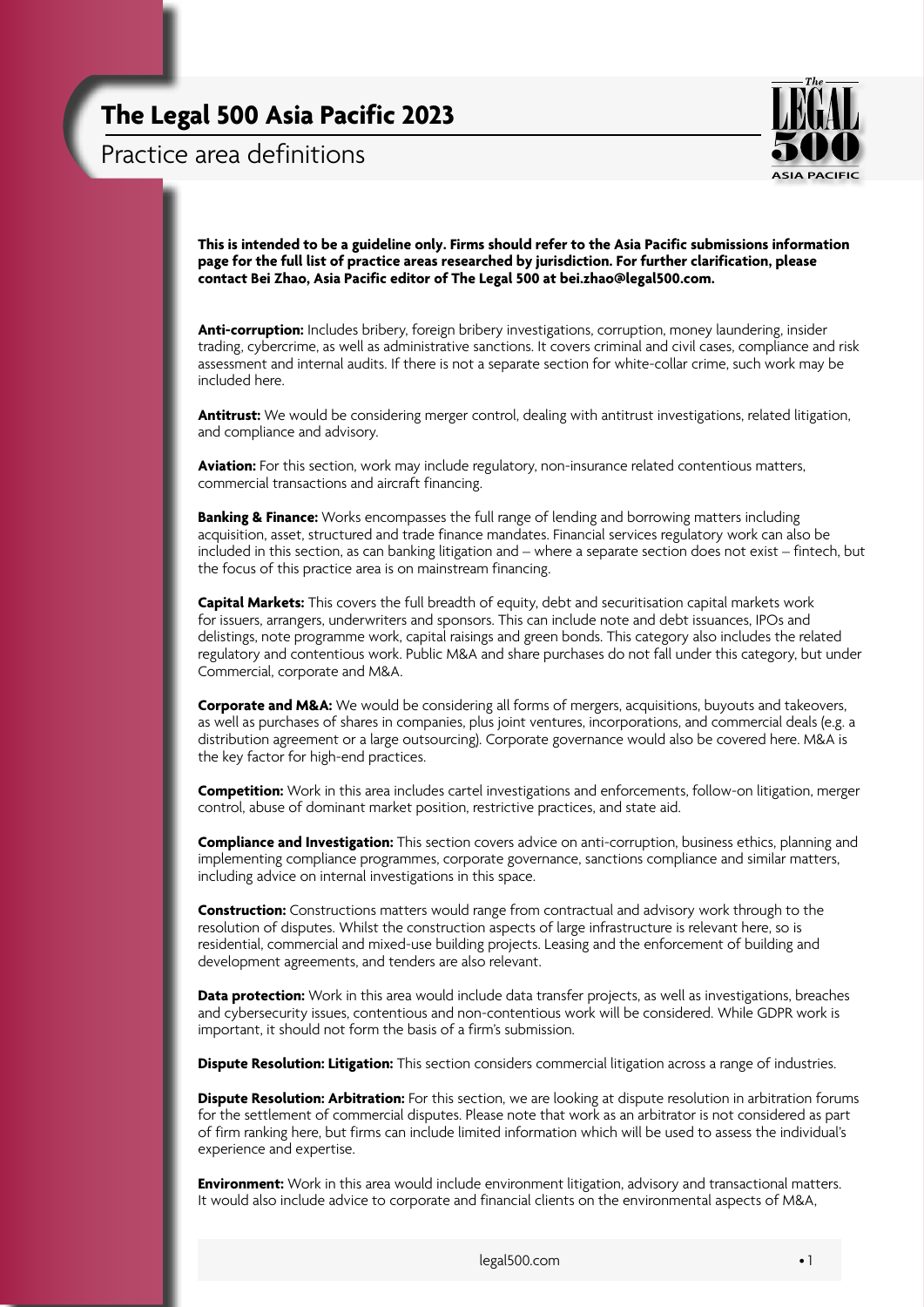# The Legal 500 Asia Pacific 2023

## Practice area definitions

**This is intended to be a guideline only. Firms should refer to the Asia Pacific submissions information page for the full list of practice areas researched by jurisdiction. For further clarification, please contact Bei Zhao, Asia Pacific editor of The Legal 500 at bei.zhao@legal500.com.**

**Anti-corruption:** Includes bribery, foreign bribery investigations, corruption, money laundering, insider trading, cybercrime, as well as administrative sanctions. It covers criminal and civil cases, compliance and risk assessment and internal audits. If there is not a separate section for white-collar crime, such work may be included here.

**Antitrust:** We would be considering merger control, dealing with antitrust investigations, related litigation, and compliance and advisory.

**Aviation:** For this section, work may include regulatory, non-insurance related contentious matters, commercial transactions and aircraft financing.

**Banking & Finance:** Works encompasses the full range of lending and borrowing matters including acquisition, asset, structured and trade finance mandates. Financial services regulatory work can also be included in this section, as can banking litigation and – where a separate section does not exist – fintech, but the focus of this practice area is on mainstream financing.

**Capital Markets:** This covers the full breadth of equity, debt and securitisation capital markets work for issuers, arrangers, underwriters and sponsors. This can include note and debt issuances, IPOs and delistings, note programme work, capital raisings and green bonds. This category also includes the related regulatory and contentious work. Public M&A and share purchases do not fall under this category, but under Commercial, corporate and M&A.

**Corporate and M&A:** We would be considering all forms of mergers, acquisitions, buyouts and takeovers, as well as purchases of shares in companies, plus joint ventures, incorporations, and commercial deals (e.g. a distribution agreement or a large outsourcing). Corporate governance would also be covered here. M&A is the key factor for high-end practices.

**Competition:** Work in this area includes cartel investigations and enforcements, follow-on litigation, merger control, abuse of dominant market position, restrictive practices, and state aid.

**Compliance and Investigation:** This section covers advice on anti-corruption, business ethics, planning and implementing compliance programmes, corporate governance, sanctions compliance and similar matters, including advice on internal investigations in this space.

**Construction:** Constructions matters would range from contractual and advisory work through to the resolution of disputes. Whilst the construction aspects of large infrastructure is relevant here, so is residential, commercial and mixed-use building projects. Leasing and the enforcement of building and development agreements, and tenders are also relevant.

**Data protection:** Work in this area would include data transfer projects, as well as investigations, breaches and cybersecurity issues, contentious and non-contentious work will be considered. While GDPR work is important, it should not form the basis of a firm's submission.

**Dispute Resolution: Litigation:** This section considers commercial litigation across a range of industries.

**Dispute Resolution: Arbitration:** For this section, we are looking at dispute resolution in arbitration forums for the settlement of commercial disputes. Please note that work as an arbitrator is not considered as part of firm ranking here, but firms can include limited information which will be used to assess the individual's experience and expertise.

**Environment:** Work in this area would include environment litigation, advisory and transactional matters. It would also include advice to corporate and financial clients on the environmental aspects of M&A,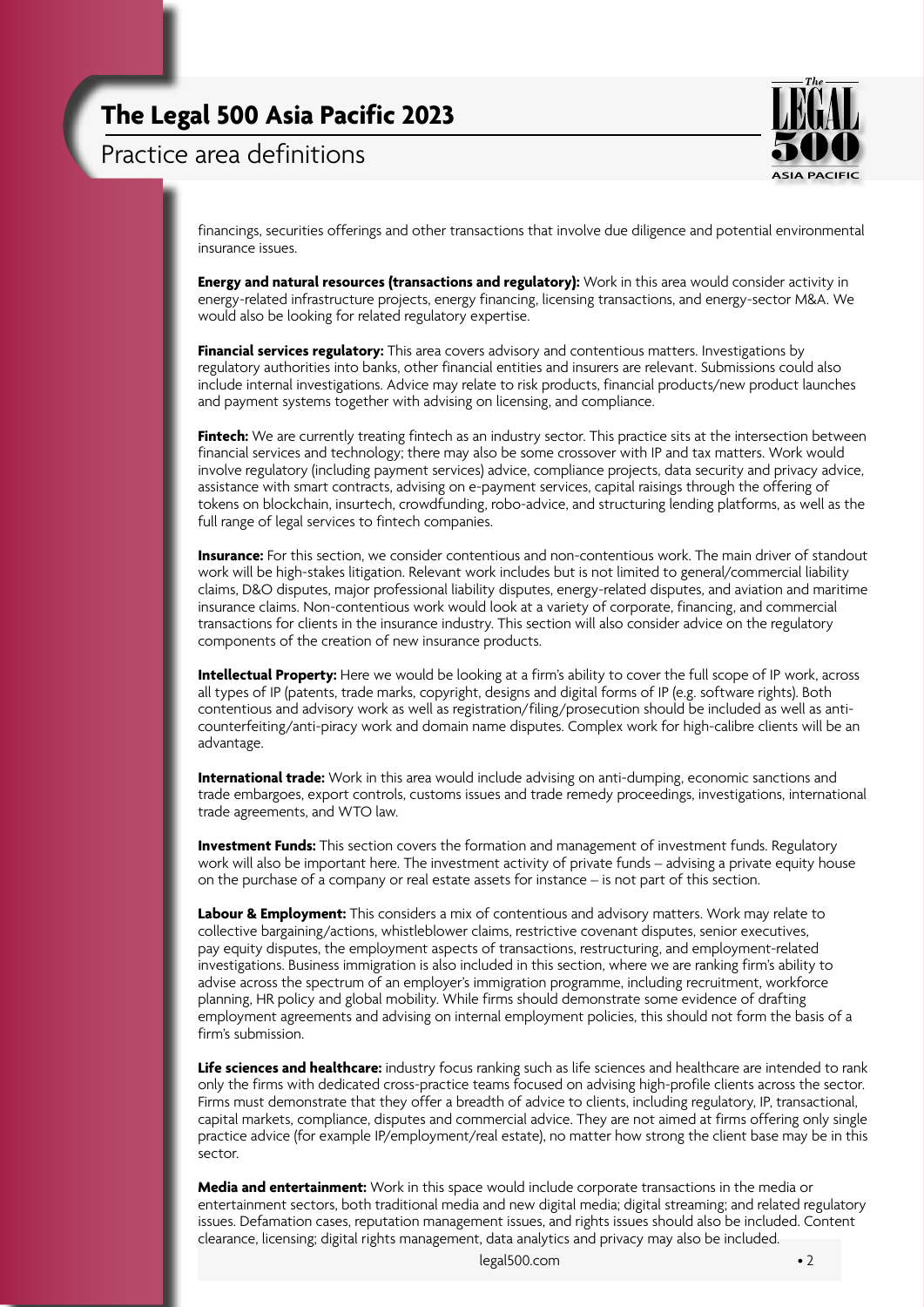financings, securities offerings and other transactions that involve due diligence and potential environmental insurance issues.

**Energy and natural resources (transactions and regulatory):** Work in this area would consider activity in energy-related infrastructure projects, energy financing, licensing transactions, and energy-sector M&A. We would also be looking for related regulatory expertise.

**Financial services regulatory:** This area covers advisory and contentious matters. Investigations by regulatory authorities into banks, other financial entities and insurers are relevant. Submissions could also include internal investigations. Advice may relate to risk products, financial products/new product launches and payment systems together with advising on licensing, and compliance.

**Fintech:** We are currently treating fintech as an industry sector. This practice sits at the intersection between financial services and technology; there may also be some crossover with IP and tax matters. Work would involve regulatory (including payment services) advice, compliance projects, data security and privacy advice, assistance with smart contracts, advising on e-payment services, capital raisings through the offering of tokens on blockchain, insurtech, crowdfunding, robo-advice, and structuring lending platforms, as well as the full range of legal services to fintech companies.

**Insurance:** For this section, we consider contentious and non-contentious work. The main driver of standout work will be high-stakes litigation. Relevant work includes but is not limited to general/commercial liability claims, D&O disputes, major professional liability disputes, energy-related disputes, and aviation and maritime insurance claims. Non-contentious work would look at a variety of corporate, financing, and commercial transactions for clients in the insurance industry. This section will also consider advice on the regulatory components of the creation of new insurance products.

**Intellectual Property:** Here we would be looking at a firm's ability to cover the full scope of IP work, across all types of IP (patents, trade marks, copyright, designs and digital forms of IP (e.g. software rights). Both contentious and advisory work as well as registration/filing/prosecution should be included as well as anti-counterfeiting/anti-piracy work and domain name disputes. Complex work for high-calibre clients will be an advantage.

**International trade:** Work in this area would include advising on anti-dumping, economic sanctions and trade embargoes, export controls, customs issues and trade remedy proceedings, investigations, international trade agreements, and WTO law.

**Investment Funds:** This section covers the formation and management of investment funds. Regulatory work will also be important here. The investment activity of private funds – advising a private equity house on the purchase of a company or real estate assets for instance – is not part of this section.

**Labour & Employment:** This considers a mix of contentious and advisory matters. Work may relate to collective bargaining/actions, whistleblower claims, restrictive covenant disputes, senior executives, pay equity disputes, the employment aspects of transactions, restructuring, and employment-related investigations. Business immigration is also included in this section, where we are ranking firm's ability to advise across the spectrum of an employer's immigration programme, including recruitment, workforce planning, HR policy and global mobility. While firms should demonstrate some evidence of drafting employment agreements and advising on internal employment policies, this should not form the basis of a firm's submission.

**Life sciences and healthcare:** industry focus ranking such as life sciences and healthcare are intended to rank only the firms with dedicated cross-practice teams focused on advising high-profile clients across the sector. Firms must demonstrate that they offer a breadth of advice to clients, including regulatory, IP, transactional, capital markets, compliance, disputes and commercial advice. They are not aimed at firms offering only single practice advice (for example IP/employment/real estate), no matter how strong the client base may be in this sector.

**Media and entertainment:** Work in this space would include corporate transactions in the media or entertainment sectors, both traditional media and new digital media; digital streaming; and related regulatory issues. Defamation cases, reputation management issues, and rights issues should also be included. Content clearance, licensing; digital rights management, data analytics and privacy may also be included.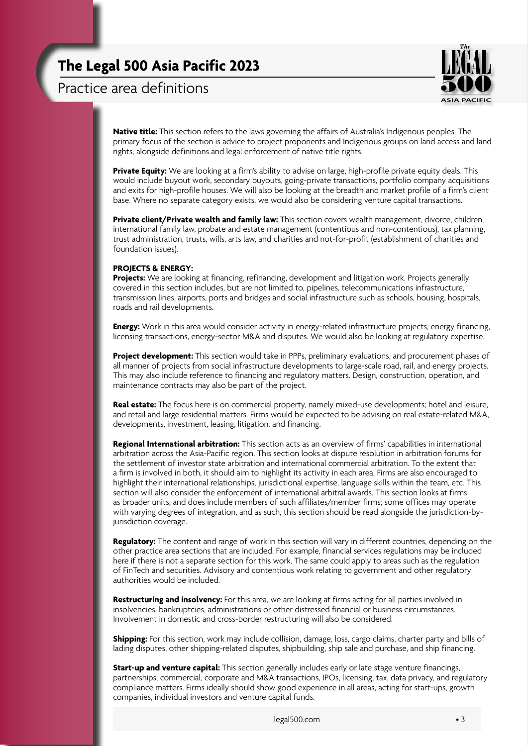**Native title:** This section refers to the laws governing the affairs of Australia's Indigenous peoples. The primary focus of the section is advice to project proponents and Indigenous groups on land access and land rights, alongside definitions and legal enforcement of native title rights.

**Private Equity:** We are looking at a firm's ability to advise on large, high-profile private equity deals. This would include buyout work, secondary buyouts, going-private transactions, portfolio company acquisitions and exits for high-profile houses. We will also be looking at the breadth and market profile of a firm's client base. Where no separate category exists, we would also be considering venture capital transactions.

**Private client/Private wealth and family law:** This section covers wealth management, divorce, children, international family law, probate and estate management (contentious and non-contentious), tax planning, trust administration, trusts, wills, arts law, and charities and not-for-profit (establishment of charities and foundation issues).

**PROJECTS & ENERGY:**

**Projects:** We are looking at financing, refinancing, development and litigation work. Projects generally covered in this section includes, but are not limited to, pipelines, telecommunications infrastructure, transmission lines, airports, ports and bridges and social infrastructure such as schools, housing, hospitals, roads and rail developments.

**Energy:** Work in this area would consider activity in energy-related infrastructure projects, energy financing, licensing transactions, energy-sector M&A and disputes. We would also be looking at regulatory expertise.

**Project development:** This section would take in PPPs, preliminary evaluations, and procurement phases of all manner of projects from social infrastructure developments to large-scale road, rail, and energy projects. This may also include reference to financing and regulatory matters. Design, construction, operation, and maintenance contracts may also be part of the project.

**Real estate:** The focus here is on commercial property, namely mixed-use developments; hotel and leisure, and retail and large residential matters. Firms would be expected to be advising on real estate-related M&A, developments, investment, leasing, litigation, and financing.

**Regional International arbitration:** This section acts as an overview of firms' capabilities in international arbitration across the Asia-Pacific region. This section looks at dispute resolution in arbitration forums for the settlement of investor state arbitration and international commercial arbitration. To the extent that a firm is involved in both, it should aim to highlight its activity in each area. Firms are also encouraged to highlight their international relationships, jurisdictional expertise, language skills within the team, etc. This section will also consider the enforcement of international arbitral awards. This section looks at firms as broader units, and does include members of such affiliates/member firms; some offices may operate with varying degrees of integration, and as such, this section should be read alongside the jurisdiction-by-jurisdiction coverage.

**Regulatory:** The content and range of work in this section will vary in different countries, depending on the other practice area sections that are included. For example, financial services regulations may be included here if there is not a separate section for this work. The same could apply to areas such as the regulation of FinTech and securities. Advisory and contentious work relating to government and other regulatory authorities would be included.

**Restructuring and insolvency:** For this area, we are looking at firms acting for all parties involved in insolvencies, bankruptcies, administrations or other distressed financial or business circumstances. Involvement in domestic and cross-border restructuring will also be considered.

**Shipping:** For this section, work may include collision, damage, loss, cargo claims, charter party and bills of lading disputes, other shipping-related disputes, shipbuilding, ship sale and purchase, and ship financing.

**Start-up and venture capital:** This section generally includes early or late stage venture financings, partnerships, commercial, corporate and M&A transactions, IPOs, licensing, tax, data privacy, and regulatory compliance matters. Firms ideally should show good experience in all areas, acting for start-ups, growth companies, individual investors and venture capital funds.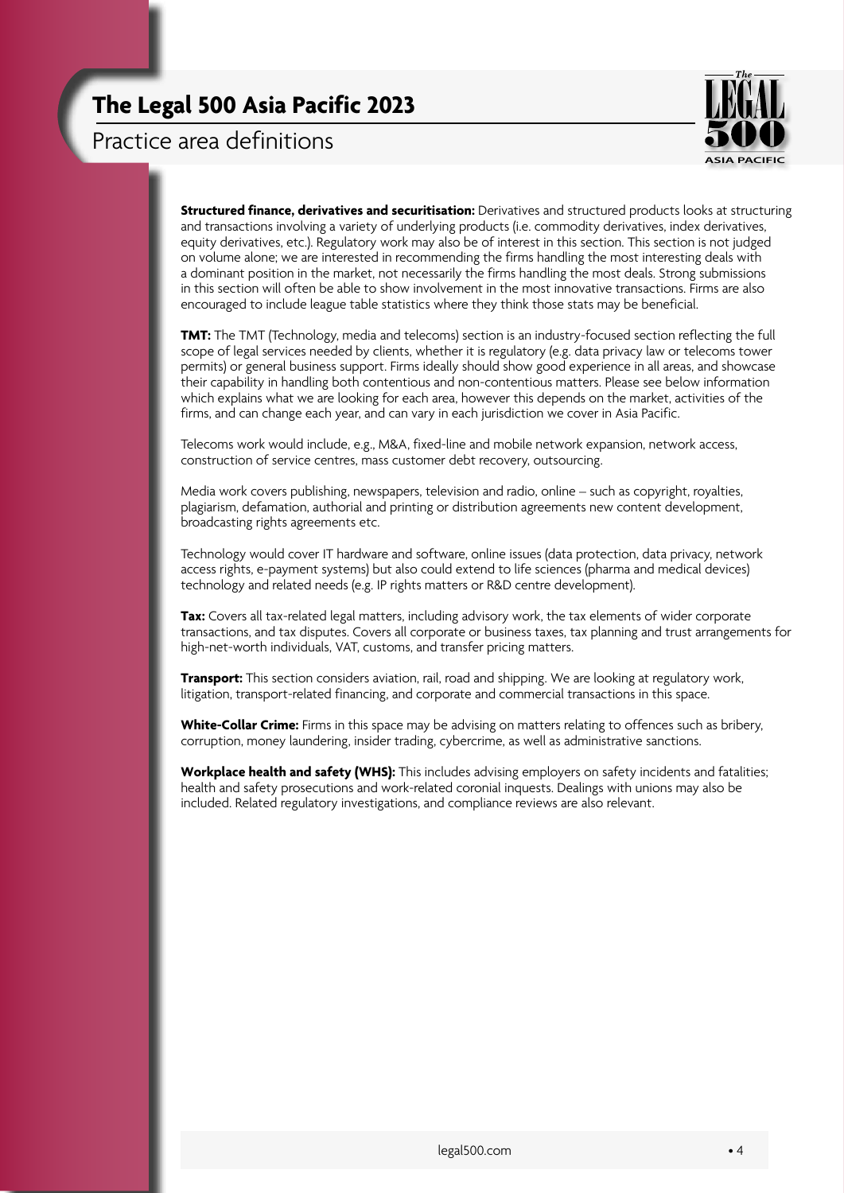**Structured finance, derivatives and securitisation:** Derivatives and structured products looks at structuring and transactions involving a variety of underlying products (i.e. commodity derivatives, index derivatives, equity derivatives, etc.). Regulatory work may also be of interest in this section. This section is not judged on volume alone; we are interested in recommending the firms handling the most interesting deals with a dominant position in the market, not necessarily the firms handling the most deals. Strong submissions in this section will often be able to show involvement in the most innovative transactions. Firms are also encouraged to include league table statistics where they think those stats may be beneficial.

**TMT:** The TMT (Technology, media and telecoms) section is an industry-focused section reflecting the full scope of legal services needed by clients, whether it is regulatory (e.g. data privacy law or telecoms tower permits) or general business support. Firms ideally should show good experience in all areas, and showcase their capability in handling both contentious and non-contentious matters. Please see below information which explains what we are looking for each area, however this depends on the market, activities of the firms, and can change each year, and can vary in each jurisdiction we cover in Asia Pacific.

Telecoms work would include, e.g., M&A, fixed-line and mobile network expansion, network access, construction of service centres, mass customer debt recovery, outsourcing.

Media work covers publishing, newspapers, television and radio, online – such as copyright, royalties, plagiarism, defamation, authorial and printing or distribution agreements new content development, broadcasting rights agreements etc.

Technology would cover IT hardware and software, online issues (data protection, data privacy, network access rights, e-payment systems) but also could extend to life sciences (pharma and medical devices) technology and related needs (e.g. IP rights matters or R&D centre development).

**Tax:** Covers all tax-related legal matters, including advisory work, the tax elements of wider corporate transactions, and tax disputes. Covers all corporate or business taxes, tax planning and trust arrangements for high-net-worth individuals, VAT, customs, and transfer pricing matters.

**Transport:** This section considers aviation, rail, road and shipping. We are looking at regulatory work, litigation, transport-related financing, and corporate and commercial transactions in this space.

**White-Collar Crime:** Firms in this space may be advising on matters relating to offences such as bribery, corruption, money laundering, insider trading, cybercrime, as well as administrative sanctions.

**Workplace health and safety (WHS):** This includes advising employers on safety incidents and fatalities; health and safety prosecutions and work-related coronial inquests. Dealings with unions may also be included. Related regulatory investigations, and compliance reviews are also relevant.